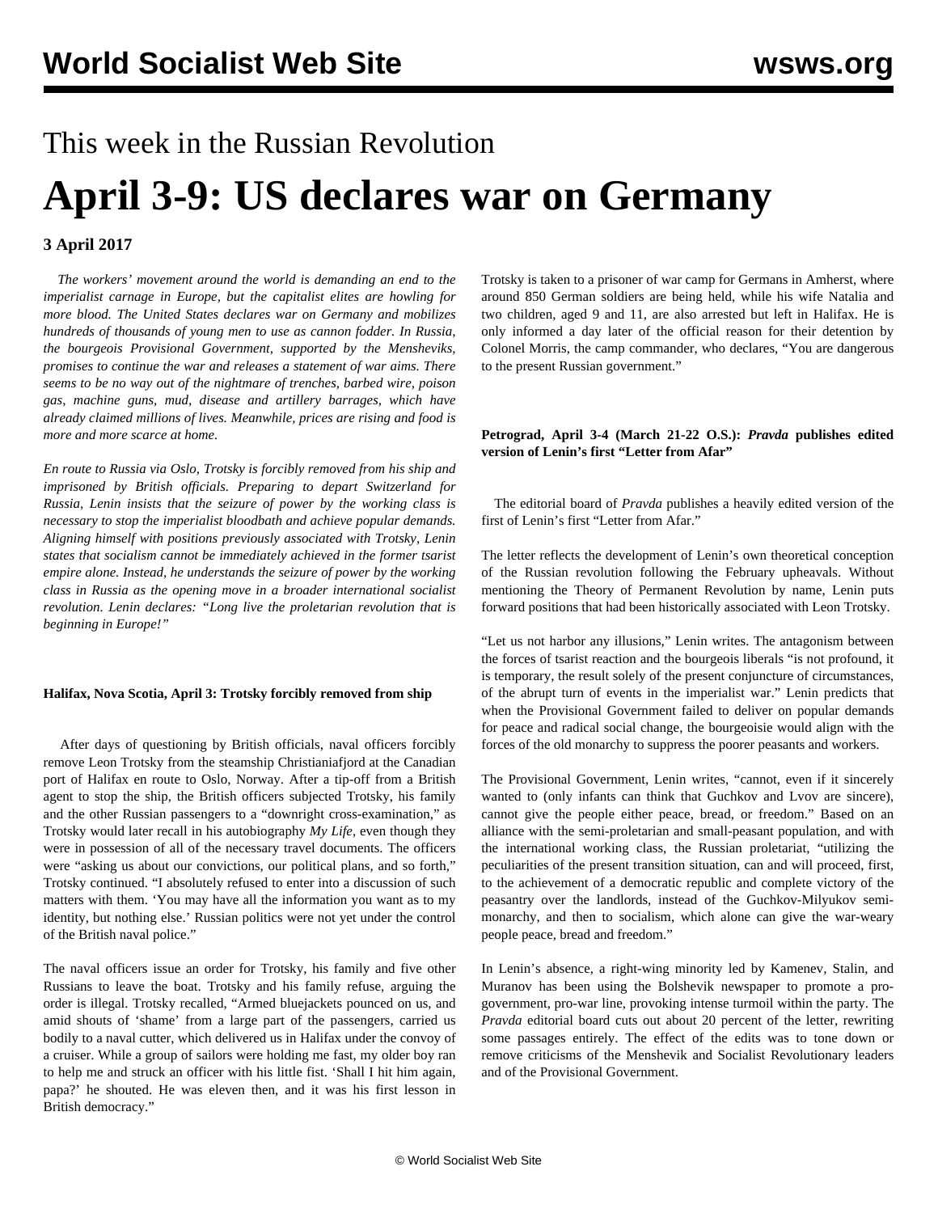# This week in the Russian Revolution

# April 3-9: US declares war on Germany

**3 April 2017**

*The workers' movement around the world is demanding an end to the imperialist carnage in Europe, but the capitalist elites are howling for more blood. The United States declares war on Germany and mobilizes hundreds of thousands of young men to use as cannon fodder. In Russia, the bourgeois Provisional Government, supported by the Mensheviks, promises to continue the war and releases a statement of war aims. There seems to be no way out of the nightmare of trenches, barbed wire, poison gas, machine guns, mud, disease and artillery barrages, which have already claimed millions of lives. Meanwhile, prices are rising and food is more and more scarce at home.*

*En route to Russia via Oslo, Trotsky is forcibly removed from his ship and imprisoned by British officials. Preparing to depart Switzerland for Russia, Lenin insists that the seizure of power by the working class is necessary to stop the imperialist bloodbath and achieve popular demands. Aligning himself with positions previously associated with Trotsky, Lenin states that socialism cannot be immediately achieved in the former tsarist empire alone. Instead, he understands the seizure of power by the working class in Russia as the opening move in a broader international socialist revolution. Lenin declares: "Long live the proletarian revolution that is beginning in Europe!"*

**Halifax, Nova Scotia, April 3: Trotsky forcibly removed from ship**

After days of questioning by British officials, naval officers forcibly remove Leon Trotsky from the steamship Christianiafjord at the Canadian port of Halifax en route to Oslo, Norway. After a tip-off from a British agent to stop the ship, the British officers subjected Trotsky, his family and the other Russian passengers to a "downright cross-examination," as Trotsky would later recall in his autobiography *My Life*, even though they were in possession of all of the necessary travel documents. The officers were "asking us about our convictions, our political plans, and so forth," Trotsky continued. "I absolutely refused to enter into a discussion of such matters with them. 'You may have all the information you want as to my identity, but nothing else.' Russian politics were not yet under the control of the British naval police."

The naval officers issue an order for Trotsky, his family and five other Russians to leave the boat. Trotsky and his family refuse, arguing the order is illegal. Trotsky recalled, "Armed bluejackets pounced on us, and amid shouts of 'shame' from a large part of the passengers, carried us bodily to a naval cutter, which delivered us in Halifax under the convoy of a cruiser. While a group of sailors were holding me fast, my older boy ran to help me and struck an officer with his little fist. 'Shall I hit him again, papa?' he shouted. He was eleven then, and it was his first lesson in British democracy."

Trotsky is taken to a prisoner of war camp for Germans in Amherst, where around 850 German soldiers are being held, while his wife Natalia and two children, aged 9 and 11, are also arrested but left in Halifax. He is only informed a day later of the official reason for their detention by Colonel Morris, the camp commander, who declares, "You are dangerous to the present Russian government."

**Petrograd, April 3-4 (March 21-22 O.S.): *Pravda* publishes edited version of Lenin's first "Letter from Afar"**

The editorial board of *Pravda* publishes a heavily edited version of the first of Lenin's first "Letter from Afar."

The letter reflects the development of Lenin's own theoretical conception of the Russian revolution following the February upheavals. Without mentioning the Theory of Permanent Revolution by name, Lenin puts forward positions that had been historically associated with Leon Trotsky.

"Let us not harbor any illusions," Lenin writes. The antagonism between the forces of tsarist reaction and the bourgeois liberals "is not profound, it is temporary, the result solely of the present conjuncture of circumstances, of the abrupt turn of events in the imperialist war." Lenin predicts that when the Provisional Government failed to deliver on popular demands for peace and radical social change, the bourgeoisie would align with the forces of the old monarchy to suppress the poorer peasants and workers.

The Provisional Government, Lenin writes, "cannot, even if it sincerely wanted to (only infants can think that Guchkov and Lvov are sincere), cannot give the people either peace, bread, or freedom." Based on an alliance with the semi-proletarian and small-peasant population, and with the international working class, the Russian proletariat, "utilizing the peculiarities of the present transition situation, can and will proceed, first, to the achievement of a democratic republic and complete victory of the peasantry over the landlords, instead of the Guchkov-Milyukov semi-monarchy, and then to socialism, which alone can give the war-weary people peace, bread and freedom."

In Lenin's absence, a right-wing minority led by Kamenev, Stalin, and Muranov has been using the Bolshevik newspaper to promote a pro-government, pro-war line, provoking intense turmoil within the party. The *Pravda* editorial board cuts out about 20 percent of the letter, rewriting some passages entirely. The effect of the edits was to tone down or remove criticisms of the Menshevik and Socialist Revolutionary leaders and of the Provisional Government.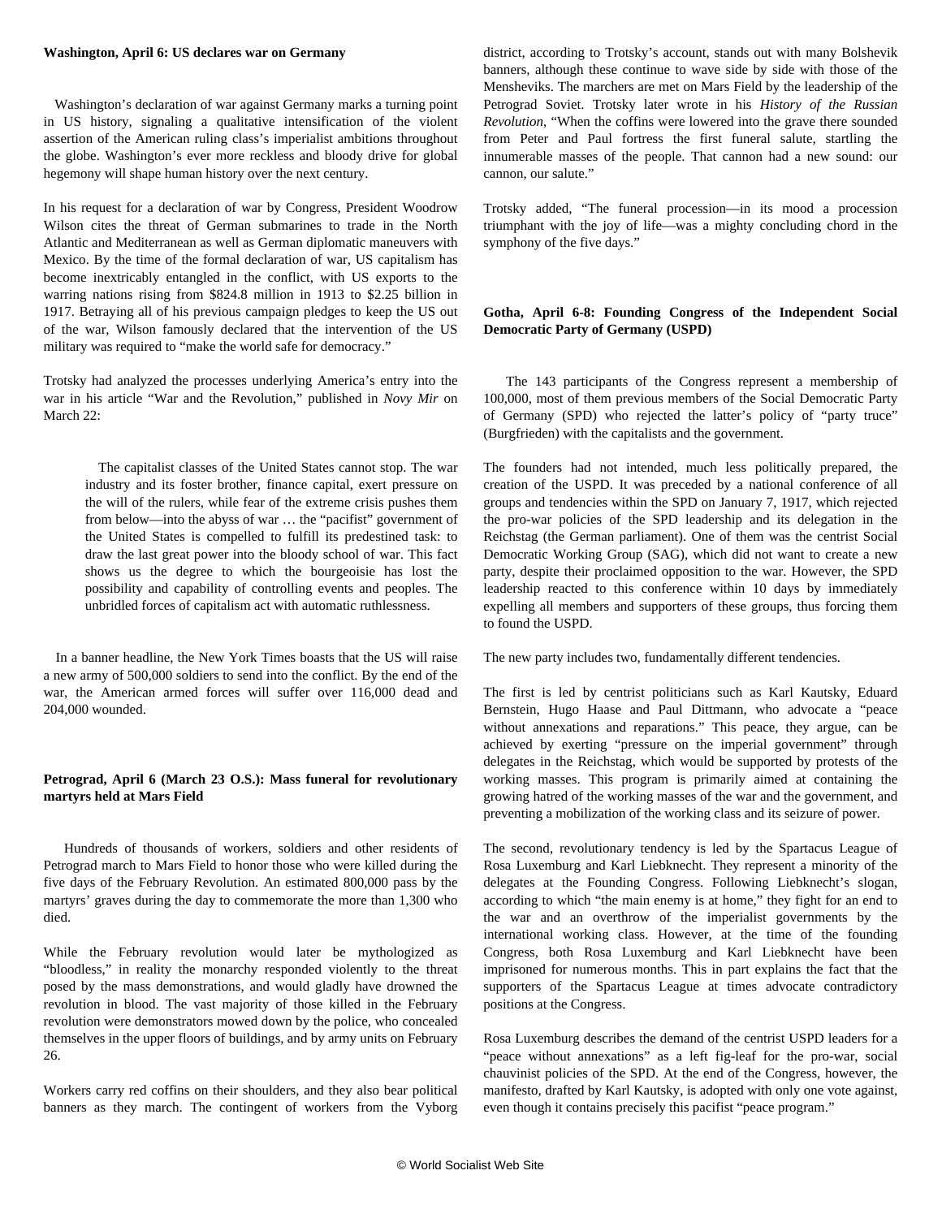**Washington, April 6: US declares war on Germany**

Washington's declaration of war against Germany marks a turning point in US history, signaling a qualitative intensification of the violent assertion of the American ruling class's imperialist ambitions throughout the globe. Washington's ever more reckless and bloody drive for global hegemony will shape human history over the next century.

In his request for a declaration of war by Congress, President Woodrow Wilson cites the threat of German submarines to trade in the North Atlantic and Mediterranean as well as German diplomatic maneuvers with Mexico. By the time of the formal declaration of war, US capitalism has become inextricably entangled in the conflict, with US exports to the warring nations rising from $824.8 million in 1913 to $2.25 billion in 1917. Betraying all of his previous campaign pledges to keep the US out of the war, Wilson famously declared that the intervention of the US military was required to "make the world safe for democracy."

Trotsky had analyzed the processes underlying America's entry into the war in his article "War and the Revolution," published in *Novy Mir* on March 22:

> The capitalist classes of the United States cannot stop. The war industry and its foster brother, finance capital, exert pressure on the will of the rulers, while fear of the extreme crisis pushes them from below—into the abyss of war … the "pacifist" government of the United States is compelled to fulfill its predestined task: to draw the last great power into the bloody school of war. This fact shows us the degree to which the bourgeoisie has lost the possibility and capability of controlling events and peoples. The unbridled forces of capitalism act with automatic ruthlessness.

In a banner headline, the New York Times boasts that the US will raise a new army of 500,000 soldiers to send into the conflict. By the end of the war, the American armed forces will suffer over 116,000 dead and 204,000 wounded.

**Petrograd, April 6 (March 23 O.S.): Mass funeral for revolutionary martyrs held at Mars Field**

Hundreds of thousands of workers, soldiers and other residents of Petrograd march to Mars Field to honor those who were killed during the five days of the February Revolution. An estimated 800,000 pass by the martyrs' graves during the day to commemorate the more than 1,300 who died.

While the February revolution would later be mythologized as "bloodless," in reality the monarchy responded violently to the threat posed by the mass demonstrations, and would gladly have drowned the revolution in blood. The vast majority of those killed in the February revolution were demonstrators mowed down by the police, who concealed themselves in the upper floors of buildings, and by army units on February 26.

Workers carry red coffins on their shoulders, and they also bear political banners as they march. The contingent of workers from the Vyborg district, according to Trotsky's account, stands out with many Bolshevik banners, although these continue to wave side by side with those of the Mensheviks. The marchers are met on Mars Field by the leadership of the Petrograd Soviet. Trotsky later wrote in his *History of the Russian Revolution*, "When the coffins were lowered into the grave there sounded from Peter and Paul fortress the first funeral salute, startling the innumerable masses of the people. That cannon had a new sound: our cannon, our salute."

Trotsky added, "The funeral procession—in its mood a procession triumphant with the joy of life—was a mighty concluding chord in the symphony of the five days."

**Gotha, April 6-8: Founding Congress of the Independent Social Democratic Party of Germany (USPD)**

The 143 participants of the Congress represent a membership of 100,000, most of them previous members of the Social Democratic Party of Germany (SPD) who rejected the latter's policy of "party truce" (Burgfrieden) with the capitalists and the government.

The founders had not intended, much less politically prepared, the creation of the USPD. It was preceded by a national conference of all groups and tendencies within the SPD on January 7, 1917, which rejected the pro-war policies of the SPD leadership and its delegation in the Reichstag (the German parliament). One of them was the centrist Social Democratic Working Group (SAG), which did not want to create a new party, despite their proclaimed opposition to the war. However, the SPD leadership reacted to this conference within 10 days by immediately expelling all members and supporters of these groups, thus forcing them to found the USPD.

The new party includes two, fundamentally different tendencies.

The first is led by centrist politicians such as Karl Kautsky, Eduard Bernstein, Hugo Haase and Paul Dittmann, who advocate a "peace without annexations and reparations." This peace, they argue, can be achieved by exerting "pressure on the imperial government" through delegates in the Reichstag, which would be supported by protests of the working masses. This program is primarily aimed at containing the growing hatred of the working masses of the war and the government, and preventing a mobilization of the working class and its seizure of power.

The second, revolutionary tendency is led by the Spartacus League of Rosa Luxemburg and Karl Liebknecht. They represent a minority of the delegates at the Founding Congress. Following Liebknecht's slogan, according to which "the main enemy is at home," they fight for an end to the war and an overthrow of the imperialist governments by the international working class. However, at the time of the founding Congress, both Rosa Luxemburg and Karl Liebknecht have been imprisoned for numerous months. This in part explains the fact that the supporters of the Spartacus League at times advocate contradictory positions at the Congress.

Rosa Luxemburg describes the demand of the centrist USPD leaders for a "peace without annexations" as a left fig-leaf for the pro-war, social chauvinist policies of the SPD. At the end of the Congress, however, the manifesto, drafted by Karl Kautsky, is adopted with only one vote against, even though it contains precisely this pacifist "peace program."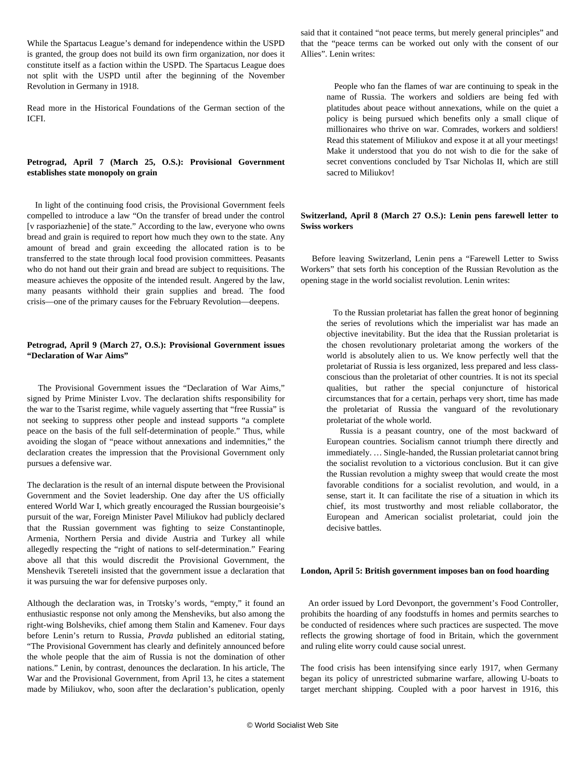While the Spartacus League's demand for independence within the USPD is granted, the group does not build its own firm organization, nor does it constitute itself as a faction within the USPD. The Spartacus League does not split with the USPD until after the beginning of the November Revolution in Germany in 1918.

Read more in the Historical Foundations of the German section of the ICFI.

**Petrograd, April 7 (March 25, O.S.): Provisional Government establishes state monopoly on grain**

In light of the continuing food crisis, the Provisional Government feels compelled to introduce a law "On the transfer of bread under the control [v rasporiazhenie] of the state." According to the law, everyone who owns bread and grain is required to report how much they own to the state. Any amount of bread and grain exceeding the allocated ration is to be transferred to the state through local food provision committees. Peasants who do not hand out their grain and bread are subject to requisitions. The measure achieves the opposite of the intended result. Angered by the law, many peasants withhold their grain supplies and bread. The food crisis—one of the primary causes for the February Revolution—deepens.

**Petrograd, April 9 (March 27, O.S.): Provisional Government issues "Declaration of War Aims"**

The Provisional Government issues the "Declaration of War Aims," signed by Prime Minister Lvov. The declaration shifts responsibility for the war to the Tsarist regime, while vaguely asserting that "free Russia" is not seeking to suppress other people and instead supports "a complete peace on the basis of the full self-determination of people." Thus, while avoiding the slogan of "peace without annexations and indemnities," the declaration creates the impression that the Provisional Government only pursues a defensive war.

The declaration is the result of an internal dispute between the Provisional Government and the Soviet leadership. One day after the US officially entered World War I, which greatly encouraged the Russian bourgeoisie's pursuit of the war, Foreign Minister Pavel Miliukov had publicly declared that the Russian government was fighting to seize Constantinople, Armenia, Northern Persia and divide Austria and Turkey all while allegedly respecting the "right of nations to self-determination." Fearing above all that this would discredit the Provisional Government, the Menshevik Tsereteli insisted that the government issue a declaration that it was pursuing the war for defensive purposes only.

Although the declaration was, in Trotsky's words, "empty," it found an enthusiastic response not only among the Mensheviks, but also among the right-wing Bolsheviks, chief among them Stalin and Kamenev. Four days before Lenin's return to Russia, *Pravda* published an editorial stating, "The Provisional Government has clearly and definitely announced before the whole people that the aim of Russia is not the domination of other nations." Lenin, by contrast, denounces the declaration. In his article, The War and the Provisional Government, from April 13, he cites a statement made by Miliukov, who, soon after the declaration's publication, openly said that it contained "not peace terms, but merely general principles" and that the "peace terms can be worked out only with the consent of our Allies". Lenin writes:

> People who fan the flames of war are continuing to speak in the name of Russia. The workers and soldiers are being fed with platitudes about peace without annexations, while on the quiet a policy is being pursued which benefits only a small clique of millionaires who thrive on war. Comrades, workers and soldiers! Read this statement of Miliukov and expose it at all your meetings! Make it understood that you do not wish to die for the sake of secret conventions concluded by Tsar Nicholas II, which are still sacred to Miliukov!

**Switzerland, April 8 (March 27 O.S.): Lenin pens farewell letter to Swiss workers**

Before leaving Switzerland, Lenin pens a "Farewell Letter to Swiss Workers" that sets forth his conception of the Russian Revolution as the opening stage in the world socialist revolution. Lenin writes:

> To the Russian proletariat has fallen the great honor of beginning the series of revolutions which the imperialist war has made an objective inevitability. But the idea that the Russian proletariat is the chosen revolutionary proletariat among the workers of the world is absolutely alien to us. We know perfectly well that the proletariat of Russia is less organized, less prepared and less class-conscious than the proletariat of other countries. It is not its special qualities, but rather the special conjuncture of historical circumstances that for a certain, perhaps very short, time has made the proletariat of Russia the vanguard of the revolutionary proletariat of the whole world.
>
> Russia is a peasant country, one of the most backward of European countries. Socialism cannot triumph there directly and immediately. … Single-handed, the Russian proletariat cannot bring the socialist revolution to a victorious conclusion. But it can give the Russian revolution a mighty sweep that would create the most favorable conditions for a socialist revolution, and would, in a sense, start it. It can facilitate the rise of a situation in which its chief, its most trustworthy and most reliable collaborator, the European and American socialist proletariat, could join the decisive battles.

**London, April 5: British government imposes ban on food hoarding**

An order issued by Lord Devonport, the government's Food Controller, prohibits the hoarding of any foodstuffs in homes and permits searches to be conducted of residences where such practices are suspected. The move reflects the growing shortage of food in Britain, which the government and ruling elite worry could cause social unrest.

The food crisis has been intensifying since early 1917, when Germany began its policy of unrestricted submarine warfare, allowing U-boats to target merchant shipping. Coupled with a poor harvest in 1916, this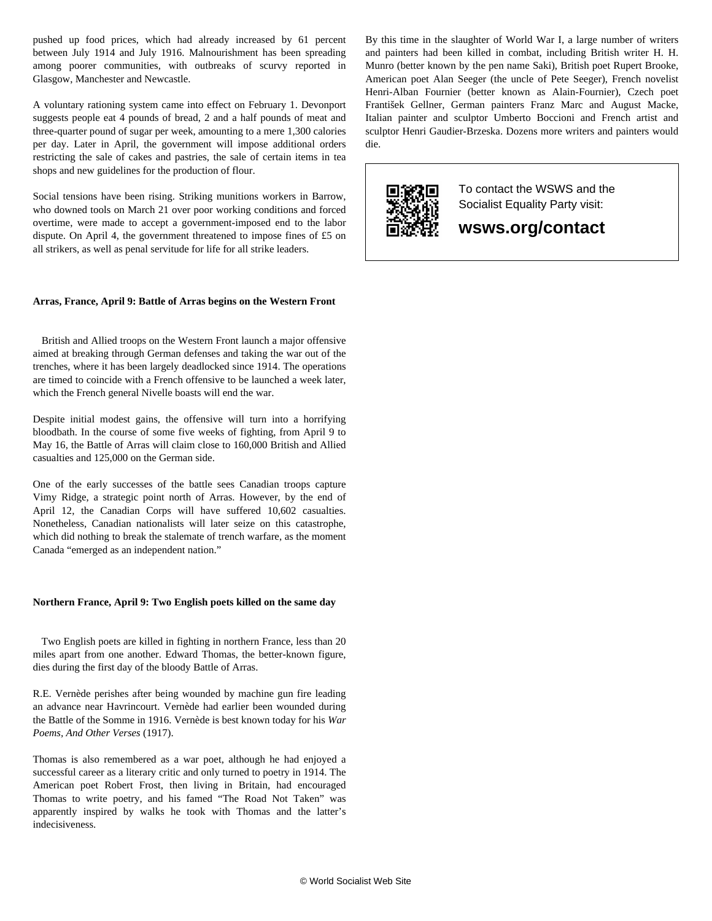pushed up food prices, which had already increased by 61 percent between July 1914 and July 1916. Malnourishment has been spreading among poorer communities, with outbreaks of scurvy reported in Glasgow, Manchester and Newcastle.

A voluntary rationing system came into effect on February 1. Devonport suggests people eat 4 pounds of bread, 2 and a half pounds of meat and three-quarter pound of sugar per week, amounting to a mere 1,300 calories per day. Later in April, the government will impose additional orders restricting the sale of cakes and pastries, the sale of certain items in tea shops and new guidelines for the production of flour.

Social tensions have been rising. Striking munitions workers in Barrow, who downed tools on March 21 over poor working conditions and forced overtime, were made to accept a government-imposed end to the labor dispute. On April 4, the government threatened to impose fines of £5 on all strikers, as well as penal servitude for life for all strike leaders.

**Arras, France, April 9: Battle of Arras begins on the Western Front**

British and Allied troops on the Western Front launch a major offensive aimed at breaking through German defenses and taking the war out of the trenches, where it has been largely deadlocked since 1914. The operations are timed to coincide with a French offensive to be launched a week later, which the French general Nivelle boasts will end the war.

Despite initial modest gains, the offensive will turn into a horrifying bloodbath. In the course of some five weeks of fighting, from April 9 to May 16, the Battle of Arras will claim close to 160,000 British and Allied casualties and 125,000 on the German side.

One of the early successes of the battle sees Canadian troops capture Vimy Ridge, a strategic point north of Arras. However, by the end of April 12, the Canadian Corps will have suffered 10,602 casualties. Nonetheless, Canadian nationalists will later seize on this catastrophe, which did nothing to break the stalemate of trench warfare, as the moment Canada "emerged as an independent nation."

**Northern France, April 9: Two English poets killed on the same day**

Two English poets are killed in fighting in northern France, less than 20 miles apart from one another. Edward Thomas, the better-known figure, dies during the first day of the bloody Battle of Arras.

R.E. Vernède perishes after being wounded by machine gun fire leading an advance near Havrincourt. Vernède had earlier been wounded during the Battle of the Somme in 1916. Vernède is best known today for his *War Poems, And Other Verses* (1917).

Thomas is also remembered as a war poet, although he had enjoyed a successful career as a literary critic and only turned to poetry in 1914. The American poet Robert Frost, then living in Britain, had encouraged Thomas to write poetry, and his famed "The Road Not Taken" was apparently inspired by walks he took with Thomas and the latter's indecisiveness.

By this time in the slaughter of World War I, a large number of writers and painters had been killed in combat, including British writer H. H. Munro (better known by the pen name Saki), British poet Rupert Brooke, American poet Alan Seeger (the uncle of Pete Seeger), French novelist Henri-Alban Fournier (better known as Alain-Fournier), Czech poet František Gellner, German painters Franz Marc and August Macke, Italian painter and sculptor Umberto Boccioni and French artist and sculptor Henri Gaudier-Brzeska. Dozens more writers and painters would die.

To contact the WSWS and the Socialist Equality Party visit:

**wsws.org/contact**